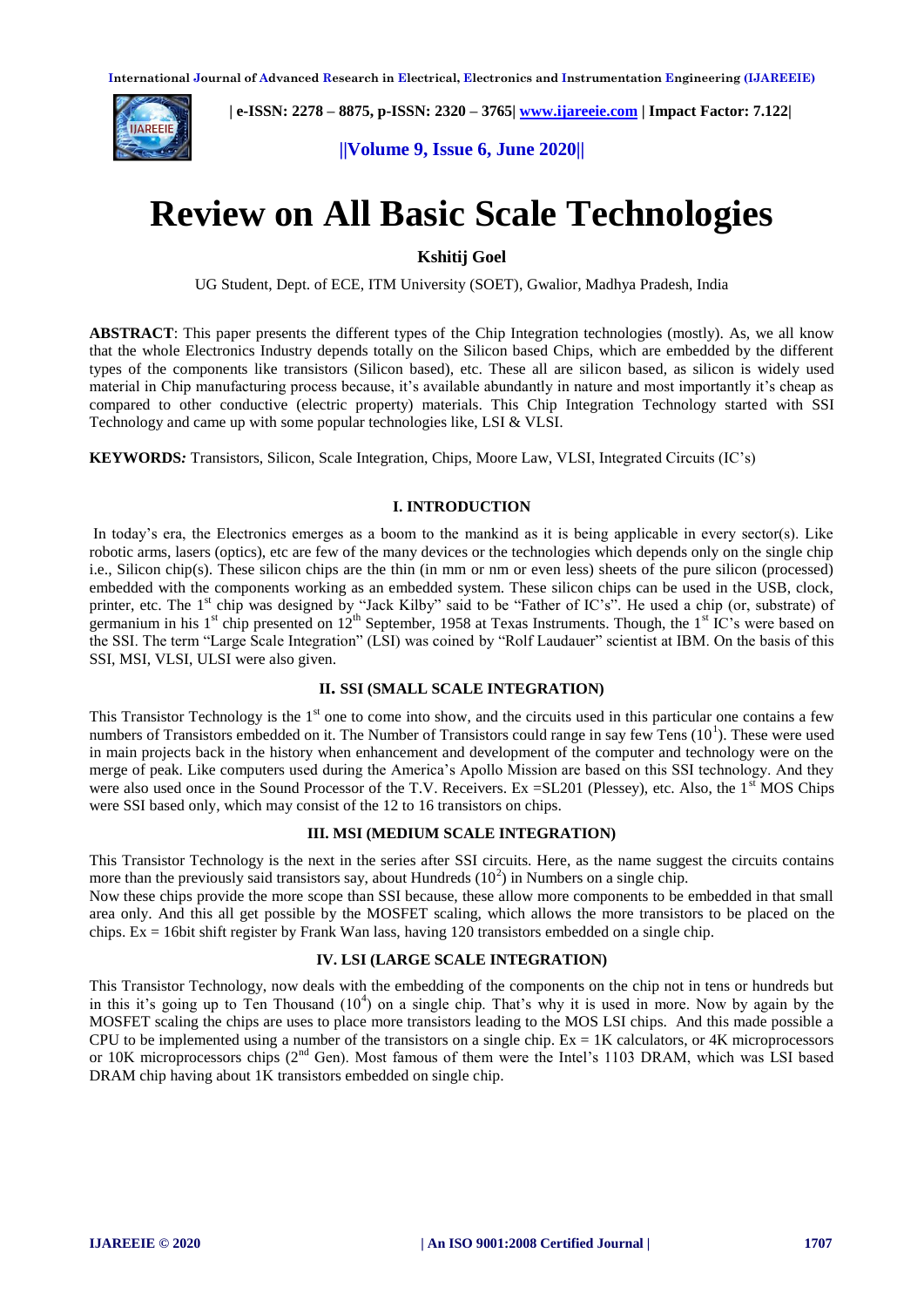# Review on All Basic Scale Technologies

**Kshitij Goel**

UG Student, Dept. of ECE, ITM University (SOET), Gwalior, Madhya Pradesh, India

**ABSTRACT**: This paper presents the different types of the Chip Integration technologies (mostly). As, we all know that the whole Electronics Industry depends totally on the Silicon based Chips, which are embedded by the different types of the components like transistors (Silicon based), etc. These all are silicon based, as silicon is widely used material in Chip manufacturing process because, it's available abundantly in nature and most importantly it's cheap as compared to other conductive (electric property) materials. This Chip Integration Technology started with SSI Technology and came up with some popular technologies like, LSI & VLSI.

**KEYWORDS***:* Transistors, Silicon, Scale Integration, Chips, Moore Law, VLSI, Integrated Circuits (IC's)

## I. INTRODUCTION

In today's era, the Electronics emerges as a boom to the mankind as it is being applicable in every sector(s). Like robotic arms, lasers (optics), etc are few of the many devices or the technologies which depends only on the single chip i.e., Silicon chip(s). These silicon chips are the thin (in mm or nm or even less) sheets of the pure silicon (processed) embedded with the components working as an embedded system. These silicon chips can be used in the USB, clock, printer, etc. The 1st chip was designed by "Jack Kilby" said to be "Father of IC's". He used a chip (or, substrate) of germanium in his 1st chip presented on 12th September, 1958 at Texas Instruments. Though, the 1st IC's were based on the SSI. The term "Large Scale Integration" (LSI) was coined by "Rolf Laudauer" scientist at IBM. On the basis of this SSI, MSI, VLSI, ULSI were also given.

## II. SSI (SMALL SCALE INTEGRATION)

This Transistor Technology is the 1st one to come into show, and the circuits used in this particular one contains a few numbers of Transistors embedded on it. The Number of Transistors could range in say few Tens ($10^1$). These were used in main projects back in the history when enhancement and development of the computer and technology were on the merge of peak. Like computers used during the America's Apollo Mission are based on this SSI technology. And they were also used once in the Sound Processor of the T.V. Receivers. Ex =SL201 (Plessey), etc. Also, the 1st MOS Chips were SSI based only, which may consist of the 12 to 16 transistors on chips.

## III. MSI (MEDIUM SCALE INTEGRATION)

This Transistor Technology is the next in the series after SSI circuits. Here, as the name suggest the circuits contains more than the previously said transistors say, about Hundreds ($10^2$) in Numbers on a single chip.

Now these chips provide the more scope than SSI because, these allow more components to be embedded in that small area only. And this all get possible by the MOSFET scaling, which allows the more transistors to be placed on the chips. Ex = 16bit shift register by Frank Wan lass, having 120 transistors embedded on a single chip.

## IV. LSI (LARGE SCALE INTEGRATION)

This Transistor Technology, now deals with the embedding of the components on the chip not in tens or hundreds but in this it's going up to Ten Thousand ($10^4$) on a single chip. That's why it is used in more. Now by again by the MOSFET scaling the chips are uses to place more transistors leading to the MOS LSI chips. And this made possible a CPU to be implemented using a number of the transistors on a single chip. Ex = 1K calculators, or 4K microprocessors or 10K microprocessors chips (2nd Gen). Most famous of them were the Intel's 1103 DRAM, which was LSI based DRAM chip having about 1K transistors embedded on single chip.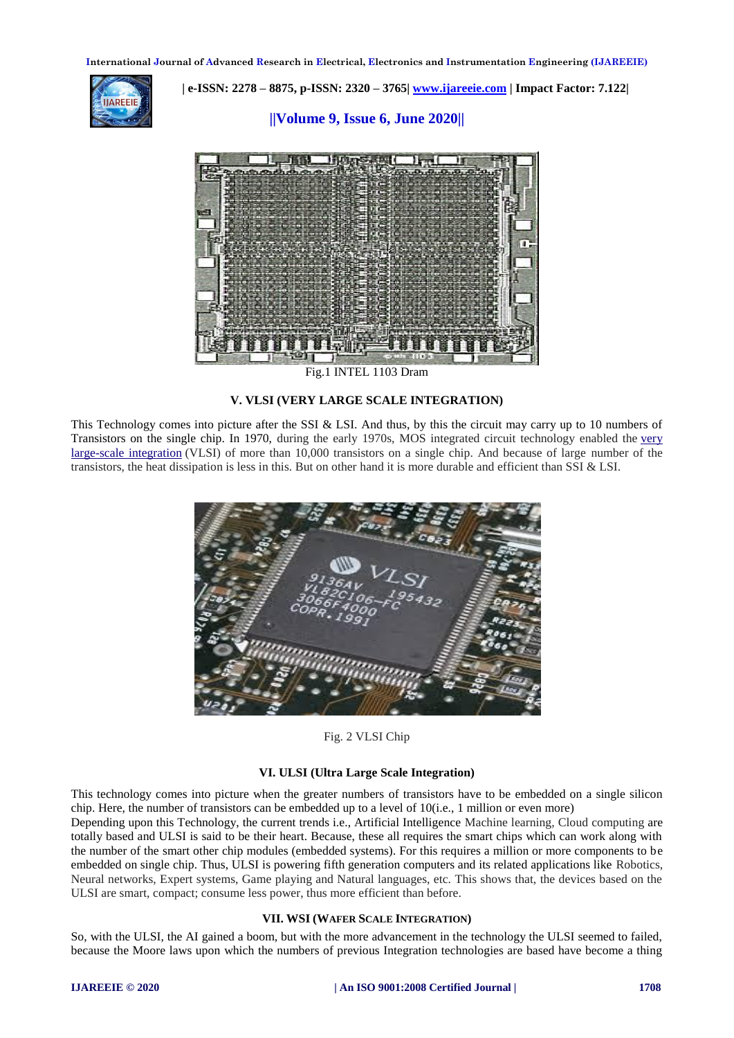Fig.1 INTEL 1103 Dram

### V. VLSI (VERY LARGE SCALE INTEGRATION)

This Technology comes into picture after the SSI & LSI. And thus, by this the circuit may carry up to 10 numbers of Transistors on the single chip. In 1970, during the early 1970s, MOS integrated circuit technology enabled the very large-scale integration (VLSI) of more than 10,000 transistors on a single chip. And because of large number of the transistors, the heat dissipation is less in this. But on other hand it is more durable and efficient than SSI & LSI.

Fig. 2 VLSI Chip

### VI. ULSI (Ultra Large Scale Integration)

This technology comes into picture when the greater numbers of transistors have to be embedded on a single silicon chip. Here, the number of transistors can be embedded up to a level of 10(i.e., 1 million or even more)

Depending upon this Technology, the current trends i.e., Artificial Intelligence Machine learning, Cloud computing are totally based and ULSI is said to be their heart. Because, these all requires the smart chips which can work along with the number of the smart other chip modules (embedded systems). For this requires a million or more components to be embedded on single chip. Thus, ULSI is powering fifth generation computers and its related applications like Robotics, Neural networks, Expert systems, Game playing and Natural languages, etc. This shows that, the devices based on the ULSI are smart, compact; consume less power, thus more efficient than before.

### VII. WSI (WAFER SCALE INTEGRATION)

So, with the ULSI, the AI gained a boom, but with the more advancement in the technology the ULSI seemed to failed, because the Moore laws upon which the numbers of previous Integration technologies are based have become a thing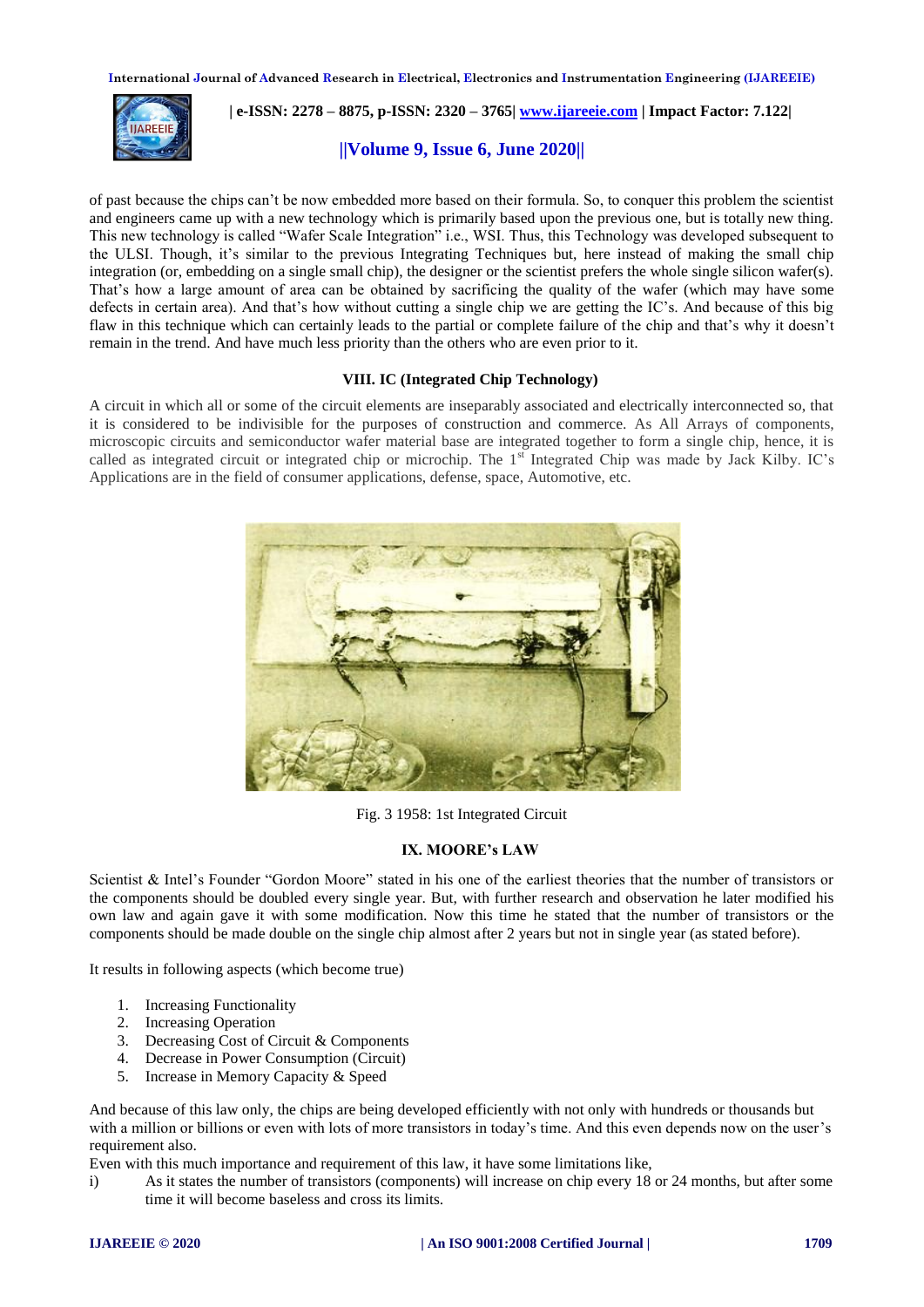of past because the chips can't be now embedded more based on their formula. So, to conquer this problem the scientist and engineers came up with a new technology which is primarily based upon the previous one, but is totally new thing. This new technology is called "Wafer Scale Integration" i.e., WSI. Thus, this Technology was developed subsequent to the ULSI. Though, it's similar to the previous Integrating Techniques but, here instead of making the small chip integration (or, embedding on a single small chip), the designer or the scientist prefers the whole single silicon wafer(s). That's how a large amount of area can be obtained by sacrificing the quality of the wafer (which may have some defects in certain area). And that's how without cutting a single chip we are getting the IC's. And because of this big flaw in this technique which can certainly leads to the partial or complete failure of the chip and that's why it doesn't remain in the trend. And have much less priority than the others who are even prior to it.

## VIII. IC (Integrated Chip Technology)

A circuit in which all or some of the circuit elements are inseparably associated and electrically interconnected so, that it is considered to be indivisible for the purposes of construction and commerce. As All Arrays of components, microscopic circuits and semiconductor wafer material base are integrated together to form a single chip, hence, it is called as integrated circuit or integrated chip or microchip. The 1st Integrated Chip was made by Jack Kilby. IC's Applications are in the field of consumer applications, defense, space, Automotive, etc.

Fig. 3 1958: 1st Integrated Circuit

## IX. MOORE's LAW

Scientist & Intel's Founder "Gordon Moore" stated in his one of the earliest theories that the number of transistors or the components should be doubled every single year. But, with further research and observation he later modified his own law and again gave it with some modification. Now this time he stated that the number of transistors or the components should be made double on the single chip almost after 2 years but not in single year (as stated before).

It results in following aspects (which become true)

1. Increasing Functionality
2. Increasing Operation
3. Decreasing Cost of Circuit & Components
4. Decrease in Power Consumption (Circuit)
5. Increase in Memory Capacity & Speed

And because of this law only, the chips are being developed efficiently with not only with hundreds or thousands but with a million or billions or even with lots of more transistors in today's time. And this even depends now on the user's requirement also.

Even with this much importance and requirement of this law, it have some limitations like,

i) As it states the number of transistors (components) will increase on chip every 18 or 24 months, but after some time it will become baseless and cross its limits.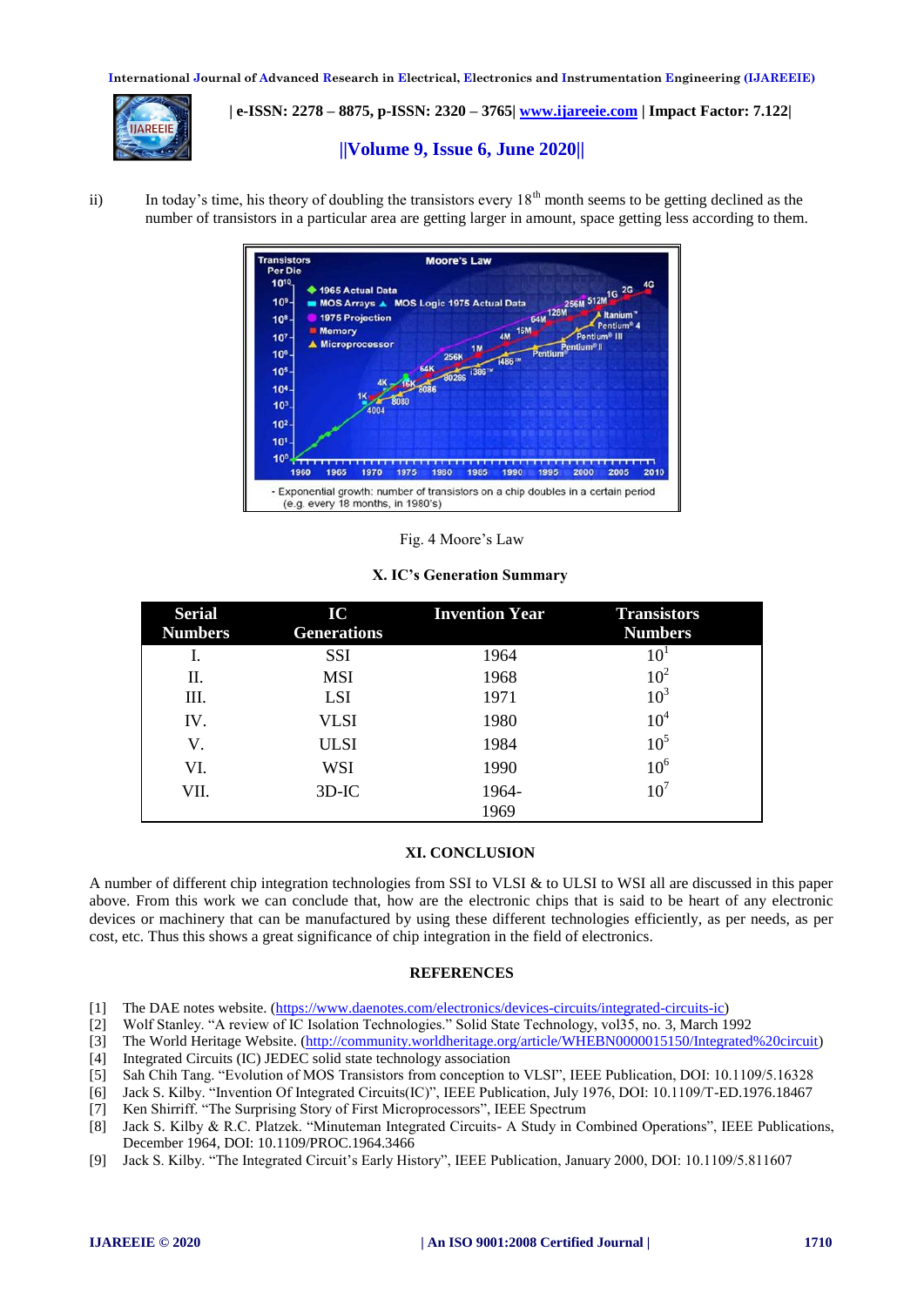ii) In today's time, his theory of doubling the transistors every 18th month seems to be getting declined as the number of transistors in a particular area are getting larger in amount, space getting less according to them.

Transistors Per Die

Moore's Law

$10^{10}$
$10^9$
$10^8$
$10^7$
$10^6$
$10^5$
$10^4$
$10^3$
$10^2$
$10^1$
$10^0$

1965 Actual Data
MOS Arrays
MOS Logic 1975 Actual Data
1975 Projection
Memory
Microprocessor

1K 4K 16K 64K 256K 1M 4M 16M 64M 128M 256M 512M 1G 2G 4G

4004 8080 8086 80286 i386™ i486™ Pentium® Pentium® II Pentium® III Pentium® 4 Itanium™

1960 1965 1970 1975 1980 1985 1990 1995 2000 2005 2010

- Exponential growth: number of transistors on a chip doubles in a certain period (e.g. every 18 months, in 1980's)

Fig. 4 Moore's Law

### X. IC's Generation Summary

| Serial Numbers | IC Generations | Invention Year | Transistors Numbers |
|---|---|---|---|
| I. | SSI | 1964 | $10^1$ |
| II. | MSI | 1968 | $10^2$ |
| III. | LSI | 1971 | $10^3$ |
| IV. | VLSI | 1980 | $10^4$ |
| V. | ULSI | 1984 | $10^5$ |
| VI. | WSI | 1990 | $10^6$ |
| VII. | 3D-IC | 1964-1969 | $10^7$ |

### XI. CONCLUSION

A number of different chip integration technologies from SSI to VLSI & to ULSI to WSI all are discussed in this paper above. From this work we can conclude that, how are the electronic chips that is said to be heart of any electronic devices or machinery that can be manufactured by using these different technologies efficiently, as per needs, as per cost, etc. Thus this shows a great significance of chip integration in the field of electronics.

### REFERENCES

[1] The DAE notes website. (https://www.daenotes.com/electronics/devices-circuits/integrated-circuits-ic)

[2] Wolf Stanley. "A review of IC Isolation Technologies." Solid State Technology, vol35, no. 3, March 1992

[3] The World Heritage Website. (http://community.worldheritage.org/article/WHEBN0000015150/Integrated%20circuit)

[4] Integrated Circuits (IC) JEDEC solid state technology association

[5] Sah Chih Tang. "Evolution of MOS Transistors from conception to VLSI", IEEE Publication, DOI: 10.1109/5.16328

[6] Jack S. Kilby. "Invention Of Integrated Circuits(IC)", IEEE Publication, July 1976, DOI: 10.1109/T-ED.1976.18467

[7] Ken Shirriff. "The Surprising Story of First Microprocessors", IEEE Spectrum

[8] Jack S. Kilby & R.C. Platzek. "Minuteman Integrated Circuits- A Study in Combined Operations", IEEE Publications, December 1964, DOI: 10.1109/PROC.1964.3466

[9] Jack S. Kilby. "The Integrated Circuit's Early History", IEEE Publication, January 2000, DOI: 10.1109/5.811607